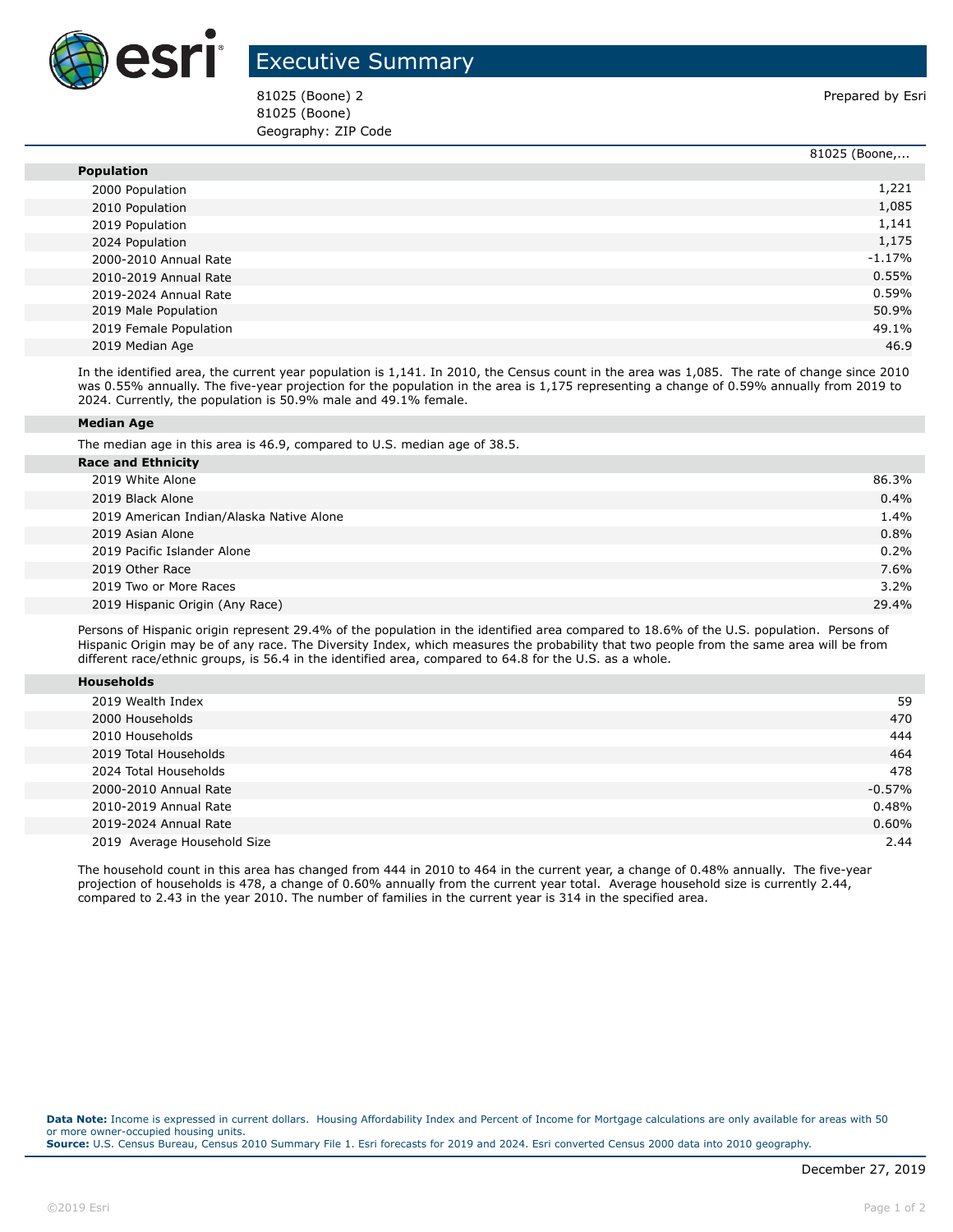# Executive Summary

81025 (Boone) 2
81025 (Boone)
Geography: ZIP Code

Prepared by Esri

| | 81025 (Boone,... |
|---|---|
| **Population** | |
| 2000 Population | 1,221 |
| 2010 Population | 1,085 |
| 2019 Population | 1,141 |
| 2024 Population | 1,175 |
| 2000-2010 Annual Rate | -1.17% |
| 2010-2019 Annual Rate | 0.55% |
| 2019-2024 Annual Rate | 0.59% |
| 2019 Male Population | 50.9% |
| 2019 Female Population | 49.1% |
| 2019 Median Age | 46.9 |

In the identified area, the current year population is 1,141. In 2010, the Census count in the area was 1,085. The rate of change since 2010 was 0.55% annually. The five-year projection for the population in the area is 1,175 representing a change of 0.59% annually from 2019 to 2024. Currently, the population is 50.9% male and 49.1% female.

**Median Age**

The median age in this area is 46.9, compared to U.S. median age of 38.5.

| | |
|---|---|
| **Race and Ethnicity** | |
| 2019 White Alone | 86.3% |
| 2019 Black Alone | 0.4% |
| 2019 American Indian/Alaska Native Alone | 1.4% |
| 2019 Asian Alone | 0.8% |
| 2019 Pacific Islander Alone | 0.2% |
| 2019 Other Race | 7.6% |
| 2019 Two or More Races | 3.2% |
| 2019 Hispanic Origin (Any Race) | 29.4% |

Persons of Hispanic origin represent 29.4% of the population in the identified area compared to 18.6% of the U.S. population. Persons of Hispanic Origin may be of any race. The Diversity Index, which measures the probability that two people from the same area will be from different race/ethnic groups, is 56.4 in the identified area, compared to 64.8 for the U.S. as a whole.

| | |
|---|---|
| **Households** | |
| 2019 Wealth Index | 59 |
| 2000 Households | 470 |
| 2010 Households | 444 |
| 2019 Total Households | 464 |
| 2024 Total Households | 478 |
| 2000-2010 Annual Rate | -0.57% |
| 2010-2019 Annual Rate | 0.48% |
| 2019-2024 Annual Rate | 0.60% |
| 2019 Average Household Size | 2.44 |

The household count in this area has changed from 444 in 2010 to 464 in the current year, a change of 0.48% annually. The five-year projection of households is 478, a change of 0.60% annually from the current year total. Average household size is currently 2.44, compared to 2.43 in the year 2010. The number of families in the current year is 314 in the specified area.

**Data Note:** Income is expressed in current dollars. Housing Affordability Index and Percent of Income for Mortgage calculations are only available for areas with 50 or more owner-occupied housing units.
**Source:** U.S. Census Bureau, Census 2010 Summary File 1. Esri forecasts for 2019 and 2024. Esri converted Census 2000 data into 2010 geography.

December 27, 2019

©2019 Esri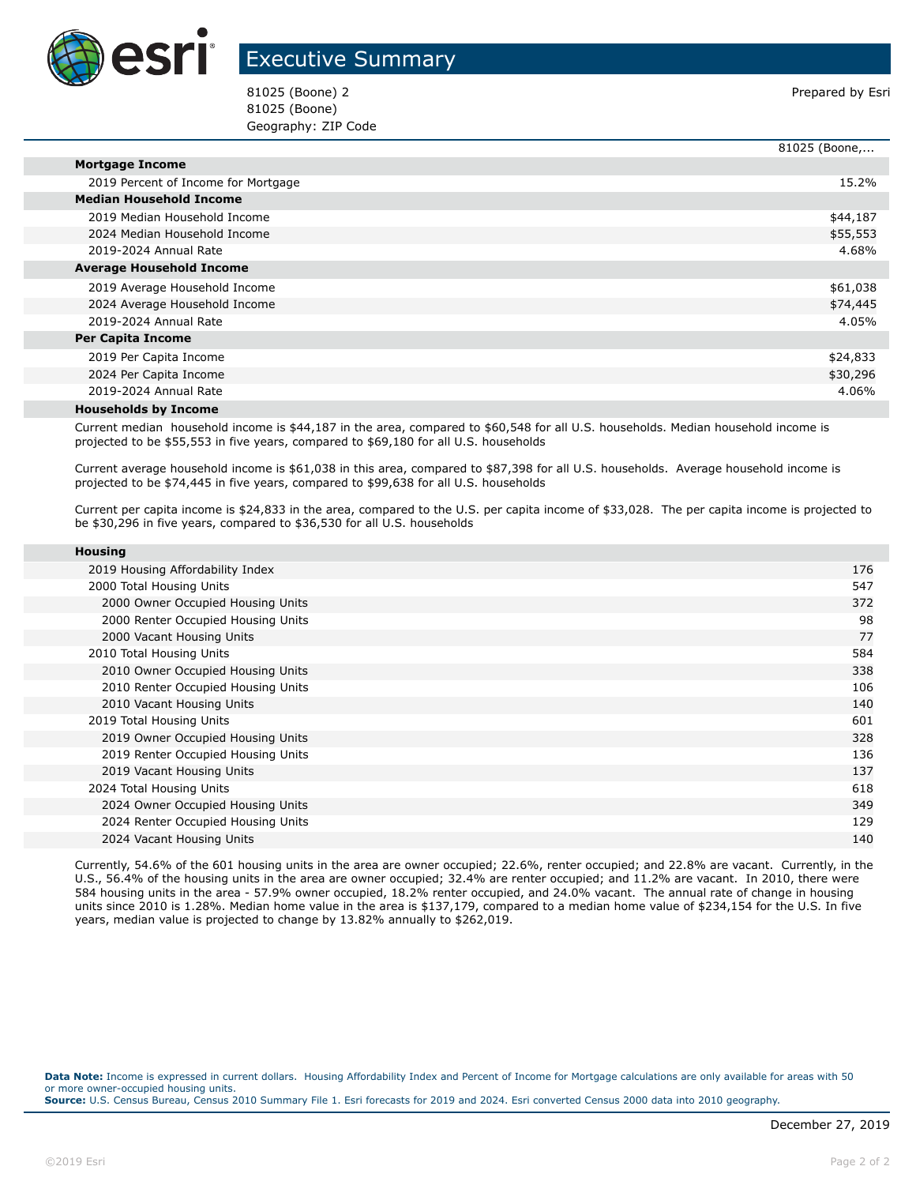# Executive Summary

81025 (Boone) 2
81025 (Boone)
Geography: ZIP Code

Prepared by Esri

| | 81025 (Boone,... |
|---|---|
| **Mortgage Income** | |
| 2019 Percent of Income for Mortgage | 15.2% |
| **Median Household Income** | |
| 2019 Median Household Income | $44,187 |
| 2024 Median Household Income | $55,553 |
| 2019-2024 Annual Rate | 4.68% |
| **Average Household Income** | |
| 2019 Average Household Income | $61,038 |
| 2024 Average Household Income | $74,445 |
| 2019-2024 Annual Rate | 4.05% |
| **Per Capita Income** | |
| 2019 Per Capita Income | $24,833 |
| 2024 Per Capita Income | $30,296 |
| 2019-2024 Annual Rate | 4.06% |
| **Households by Income** | |

Current median household income is $44,187 in the area, compared to $60,548 for all U.S. households. Median household income is projected to be $55,553 in five years, compared to $69,180 for all U.S. households

Current average household income is $61,038 in this area, compared to $87,398 for all U.S. households. Average household income is projected to be $74,445 in five years, compared to $99,638 for all U.S. households

Current per capita income is $24,833 in the area, compared to the U.S. per capita income of $33,028. The per capita income is projected to be $30,296 in five years, compared to $36,530 for all U.S. households

| **Housing** | |
|---|---|
| 2019 Housing Affordability Index | 176 |
| 2000 Total Housing Units | 547 |
| 2000 Owner Occupied Housing Units | 372 |
| 2000 Renter Occupied Housing Units | 98 |
| 2000 Vacant Housing Units | 77 |
| 2010 Total Housing Units | 584 |
| 2010 Owner Occupied Housing Units | 338 |
| 2010 Renter Occupied Housing Units | 106 |
| 2010 Vacant Housing Units | 140 |
| 2019 Total Housing Units | 601 |
| 2019 Owner Occupied Housing Units | 328 |
| 2019 Renter Occupied Housing Units | 136 |
| 2019 Vacant Housing Units | 137 |
| 2024 Total Housing Units | 618 |
| 2024 Owner Occupied Housing Units | 349 |
| 2024 Renter Occupied Housing Units | 129 |
| 2024 Vacant Housing Units | 140 |

Currently, 54.6% of the 601 housing units in the area are owner occupied; 22.6%, renter occupied; and 22.8% are vacant. Currently, in the U.S., 56.4% of the housing units in the area are owner occupied; 32.4% are renter occupied; and 11.2% are vacant. In 2010, there were 584 housing units in the area - 57.9% owner occupied, 18.2% renter occupied, and 24.0% vacant. The annual rate of change in housing units since 2010 is 1.28%. Median home value in the area is $137,179, compared to a median home value of $234,154 for the U.S. In five years, median value is projected to change by 13.82% annually to $262,019.

**Data Note:** Income is expressed in current dollars. Housing Affordability Index and Percent of Income for Mortgage calculations are only available for areas with 50 or more owner-occupied housing units.
**Source:** U.S. Census Bureau, Census 2010 Summary File 1. Esri forecasts for 2019 and 2024. Esri converted Census 2000 data into 2010 geography.

December 27, 2019

©2019 Esri